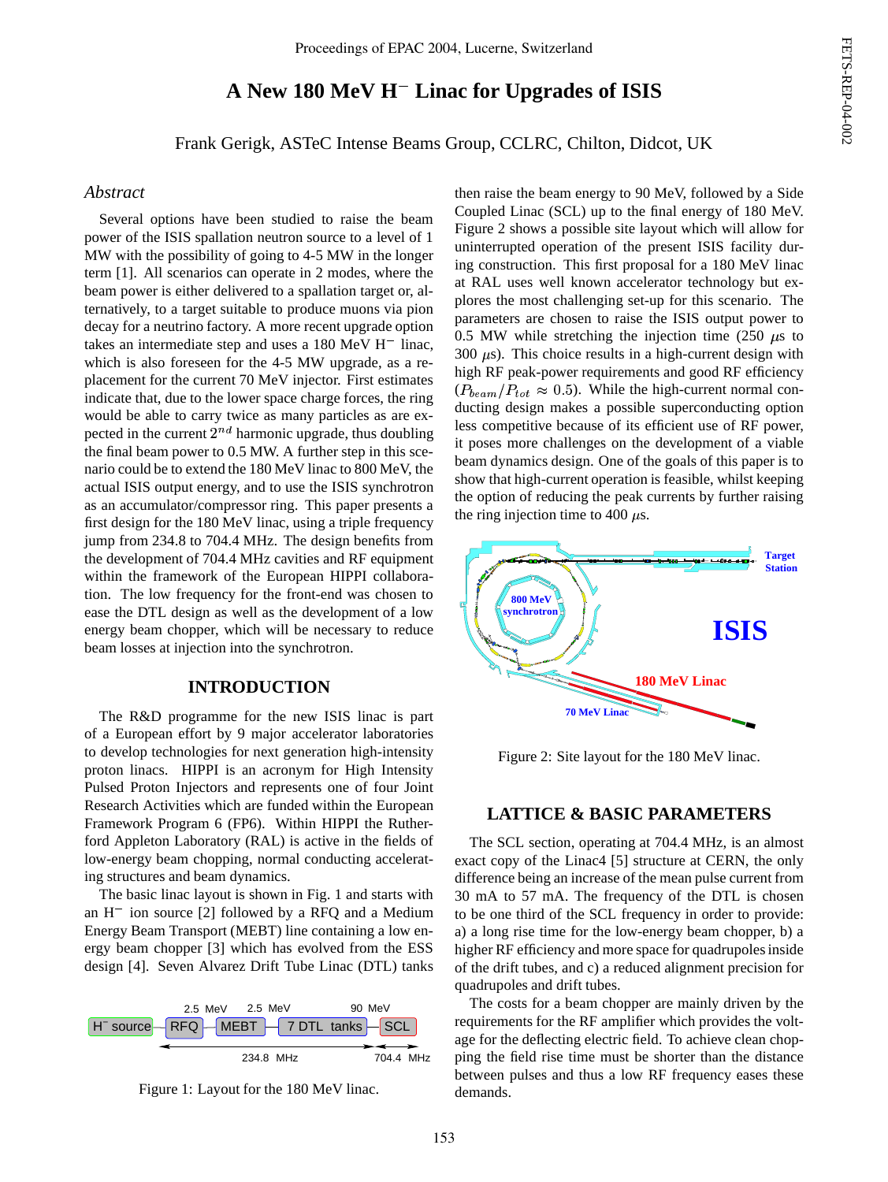# A New 180 MeV H$^-$ Linac for Upgrades of ISIS

Frank Gerigk, ASTeC Intense Beams Group, CCLRC, Chilton, Didcot, UK

## *Abstract*

Several options have been studied to raise the beam power of the ISIS spallation neutron source to a level of 1 MW with the possibility of going to 4-5 MW in the longer term [1]. All scenarios can operate in 2 modes, where the beam power is either delivered to a spallation target or, alternatively, to a target suitable to produce muons via pion decay for a neutrino factory. A more recent upgrade option takes an intermediate step and uses a 180 MeV H$^-$ linac, which is also foreseen for the 4-5 MW upgrade, as a replacement for the current 70 MeV injector. First estimates indicate that, due to the lower space charge forces, the ring would be able to carry twice as many particles as are expected in the current $2^{nd}$ harmonic upgrade, thus doubling the final beam power to 0.5 MW. A further step in this scenario could be to extend the 180 MeV linac to 800 MeV, the actual ISIS output energy, and to use the ISIS synchrotron as an accumulator/compressor ring. This paper presents a first design for the 180 MeV linac, using a triple frequency jump from 234.8 to 704.4 MHz. The design benefits from the development of 704.4 MHz cavities and RF equipment within the framework of the European HIPPI collaboration. The low frequency for the front-end was chosen to ease the DTL design as well as the development of a low energy beam chopper, which will be necessary to reduce beam losses at injection into the synchrotron.

## INTRODUCTION

The R&D programme for the new ISIS linac is part of a European effort by 9 major accelerator laboratories to develop technologies for next generation high-intensity proton linacs. HIPPI is an acronym for High Intensity Pulsed Proton Injectors and represents one of four Joint Research Activities which are funded within the European Framework Program 6 (FP6). Within HIPPI the Rutherford Appleton Laboratory (RAL) is active in the fields of low-energy beam chopping, normal conducting accelerating structures and beam dynamics.

The basic linac layout is shown in Fig. 1 and starts with an H$^-$ ion source [2] followed by a RFQ and a Medium Energy Beam Transport (MEBT) line containing a low energy beam chopper [3] which has evolved from the ESS design [4]. Seven Alvarez Drift Tube Linac (DTL) tanks then raise the beam energy to 90 MeV, followed by a Side Coupled Linac (SCL) up to the final energy of 180 MeV. Figure 2 shows a possible site layout which will allow for uninterrupted operation of the present ISIS facility during construction. This first proposal for a 180 MeV linac at RAL uses well known accelerator technology but explores the most challenging set-up for this scenario. The parameters are chosen to raise the ISIS output power to 0.5 MW while stretching the injection time (250 $\mu$s to 300 $\mu$s). This choice results in a high-current design with high RF peak-power requirements and good RF efficiency ($P_{beam}/P_{tot} \approx 0.5$). While the high-current normal conducting design makes a possible superconducting option less competitive because of its efficient use of RF power, it poses more challenges on the development of a viable beam dynamics design. One of the goals of this paper is to show that high-current operation is feasible, whilst keeping the option of reducing the peak currents by further raising the ring injection time to 400 $\mu$s.

Figure 1: Layout for the 180 MeV linac.

Figure 2: Site layout for the 180 MeV linac.

## LATTICE & BASIC PARAMETERS

The SCL section, operating at 704.4 MHz, is an almost exact copy of the Linac4 [5] structure at CERN, the only difference being an increase of the mean pulse current from 30 mA to 57 mA. The frequency of the DTL is chosen to be one third of the SCL frequency in order to provide: a) a long rise time for the low-energy beam chopper, b) a higher RF efficiency and more space for quadrupoles inside of the drift tubes, and c) a reduced alignment precision for quadrupoles and drift tubes.

The costs for a beam chopper are mainly driven by the requirements for the RF amplifier which provides the voltage for the deflecting electric field. To achieve clean chopping the field rise time must be shorter than the distance between pulses and thus a low RF frequency eases these demands.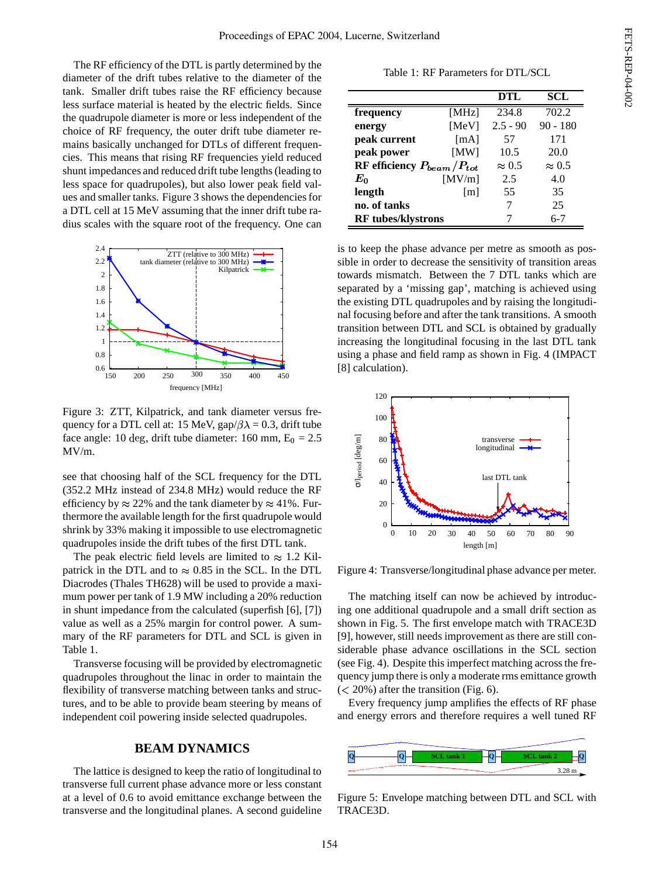The RF efficiency of the DTL is partly determined by the diameter of the drift tubes relative to the diameter of the tank. Smaller drift tubes raise the RF efficiency because less surface material is heated by the electric fields. Since the quadrupole diameter is more or less independent of the choice of RF frequency, the outer drift tube diameter remains basically unchanged for DTLs of different frequencies. This means that rising RF frequencies yield reduced shunt impedances and reduced drift tube lengths (leading to less space for quadrupoles), but also lower peak field values and smaller tanks. Figure 3 shows the dependencies for a DTL cell at 15 MeV assuming that the inner drift tube radius scales with the square root of the frequency. One can

Figure 3: ZTT, Kilpatrick, and tank diameter versus frequency for a DTL cell at: 15 MeV, gap/$\beta\lambda$ = 0.3, drift tube face angle: 10 deg, drift tube diameter: 160 mm, $E_0$ = 2.5 MV/m.

see that choosing half of the SCL frequency for the DTL (352.2 MHz instead of 234.8 MHz) would reduce the RF efficiency by $\approx$ 22% and the tank diameter by $\approx$ 41%. Furthermore the available length for the first quadrupole would shrink by 33% making it impossible to use electromagnetic quadrupoles inside the drift tubes of the first DTL tank.

The peak electric field levels are limited to $\approx$ 1.2 Kilpatrick in the DTL and to $\approx$ 0.85 in the SCL. In the DTL Diacrodes (Thales TH628) will be used to provide a maximum power per tank of 1.9 MW including a 20% reduction in shunt impedance from the calculated (superfish [6], [7]) value as well as a 25% margin for control power. A summary of the RF parameters for DTL and SCL is given in Table 1.

Transverse focusing will be provided by electromagnetic quadrupoles throughout the linac in order to maintain the flexibility of transverse matching between tanks and structures, and to be able to provide beam steering by means of independent coil powering inside selected quadrupoles.

## BEAM DYNAMICS

The lattice is designed to keep the ratio of longitudinal to transverse full current phase advance more or less constant at a level of 0.6 to avoid emittance exchange between the transverse and the longitudinal planes. A second guideline

Table 1: RF Parameters for DTL/SCL

| | | DTL | SCL |
|---|---|---|---|
| **frequency** | [MHz] | 234.8 | 702.2 |
| **energy** | [MeV] | 2.5 - 90 | 90 - 180 |
| **peak current** | [mA] | 57 | 171 |
| **peak power** | [MW] | 10.5 | 20.0 |
| **RF efficiency** $P_{beam}/P_{tot}$ | | $\approx$ 0.5 | $\approx$ 0.5 |
| $E_0$ | [MV/m] | 2.5 | 4.0 |
| **length** | [m] | 55 | 35 |
| **no. of tanks** | | 7 | 25 |
| **RF tubes/klystrons** | | 7 | 6-7 |

is to keep the phase advance per metre as smooth as possible in order to decrease the sensitivity of transition areas towards mismatch. Between the 7 DTL tanks which are separated by a 'missing gap', matching is achieved using the existing DTL quadrupoles and by raising the longitudinal focusing before and after the tank transitions. A smooth transition between DTL and SCL is obtained by gradually increasing the longitudinal focusing in the last DTL tank using a phase and field ramp as shown in Fig. 4 (IMPACT [8] calculation).

Figure 4: Transverse/longitudinal phase advance per meter.

The matching itself can now be achieved by introducing one additional quadrupole and a small drift section as shown in Fig. 5. The first envelope match with TRACE3D [9], however, still needs improvement as there are still considerable phase advance oscillations in the SCL section (see Fig. 4). Despite this imperfect matching across the frequency jump there is only a moderate rms emittance growth (< 20%) after the transition (Fig. 6).

Every frequency jump amplifies the effects of RF phase and energy errors and therefore requires a well tuned RF

Figure 5: Envelope matching between DTL and SCL with TRACE3D.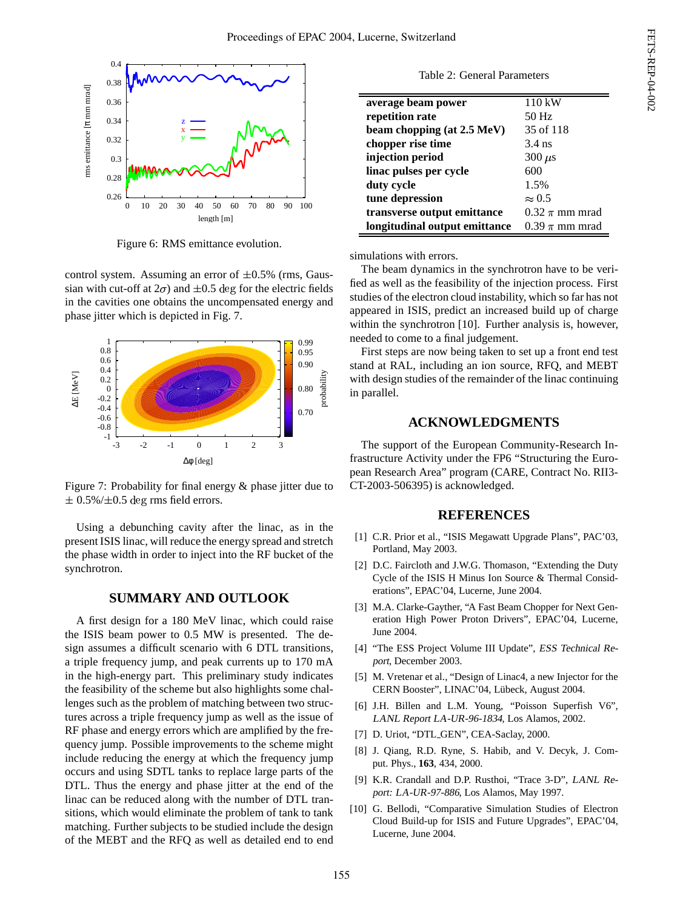rms emittance [π mm mrad]

0.4
0.38
0.36
0.34
0.32
0.3
0.28
0.26

0 10 20 30 40 50 60 70 80 90 100

length [m]

z
x
y

Figure 6: RMS emittance evolution.

control system. Assuming an error of ±0.5% (rms, Gaussian with cut-off at $2\sigma$) and ±0.5 deg for the electric fields in the cavities one obtains the uncompensated energy and phase jitter which is depicted in Fig. 7.

ΔE [MeV]

1
0.8
0.6
0.4
0.2
0
-0.2
-0.4
-0.6
-0.8
-1

-3 -2 -1 0 1 2 3

Δφ [deg]

probability

0.99
0.95
0.90
0.80
0.70

Figure 7: Probability for final energy & phase jitter due to ± 0.5%/±0.5 deg rms field errors.

Using a debunching cavity after the linac, as in the present ISIS linac, will reduce the energy spread and stretch the phase width in order to inject into the RF bucket of the synchrotron.

## SUMMARY AND OUTLOOK

A first design for a 180 MeV linac, which could raise the ISIS beam power to 0.5 MW is presented. The design assumes a difficult scenario with 6 DTL transitions, a triple frequency jump, and peak currents up to 170 mA in the high-energy part. This preliminary study indicates the feasibility of the scheme but also highlights some challenges such as the problem of matching between two structures across a triple frequency jump as well as the issue of RF phase and energy errors which are amplified by the frequency jump. Possible improvements to the scheme might include reducing the energy at which the frequency jump occurs and using SDTL tanks to replace large parts of the DTL. Thus the energy and phase jitter at the end of the linac can be reduced along with the number of DTL transitions, which would eliminate the problem of tank to tank matching. Further subjects to be studied include the design of the MEBT and the RFQ as well as detailed end to end simulations with errors.

Table 2: General Parameters

| | |
|---|---|
| **average beam power** | 110 kW |
| **repetition rate** | 50 Hz |
| **beam chopping (at 2.5 MeV)** | 35 of 118 |
| **chopper rise time** | 3.4 ns |
| **injection period** | 300 $\mu$s |
| **linac pulses per cycle** | 600 |
| **duty cycle** | 1.5% |
| **tune depression** | $\approx$ 0.5 |
| **transverse output emittance** | 0.32 $\pi$ mm mrad |
| **longitudinal output emittance** | 0.39 $\pi$ mm mrad |

The beam dynamics in the synchrotron have to be verified as well as the feasibility of the injection process. First studies of the electron cloud instability, which so far has not appeared in ISIS, predict an increased build up of charge within the synchrotron [10]. Further analysis is, however, needed to come to a final judgement.

First steps are now being taken to set up a front end test stand at RAL, including an ion source, RFQ, and MEBT with design studies of the remainder of the linac continuing in parallel.

## ACKNOWLEDGMENTS

The support of the European Community-Research Infrastructure Activity under the FP6 "Structuring the European Research Area" program (CARE, Contract No. RII3-CT-2003-506395) is acknowledged.

## REFERENCES

[1] C.R. Prior et al., "ISIS Megawatt Upgrade Plans", PAC'03, Portland, May 2003.

[2] D.C. Faircloth and J.W.G. Thomason, "Extending the Duty Cycle of the ISIS H Minus Ion Source & Thermal Considerations", EPAC'04, Lucerne, June 2004.

[3] M.A. Clarke-Gayther, "A Fast Beam Chopper for Next Generation High Power Proton Drivers", EPAC'04, Lucerne, June 2004.

[4] "The ESS Project Volume III Update", *ESS Technical Report*, December 2003.

[5] M. Vretenar et al., "Design of Linac4, a new Injector for the CERN Booster", LINAC'04, Lübeck, August 2004.

[6] J.H. Billen and L.M. Young, "Poisson Superfish V6", *LANL Report LA-UR-96-1834*, Los Alamos, 2002.

[7] D. Uriot, "DTL_GEN", CEA-Saclay, 2000.

[8] J. Qiang, R.D. Ryne, S. Habib, and V. Decyk, J. Comput. Phys., **163**, 434, 2000.

[9] K.R. Crandall and D.P. Rusthoi, "Trace 3-D", *LANL Report: LA-UR-97-886*, Los Alamos, May 1997.

[10] G. Bellodi, "Comparative Simulation Studies of Electron Cloud Build-up for ISIS and Future Upgrades", EPAC'04, Lucerne, June 2004.